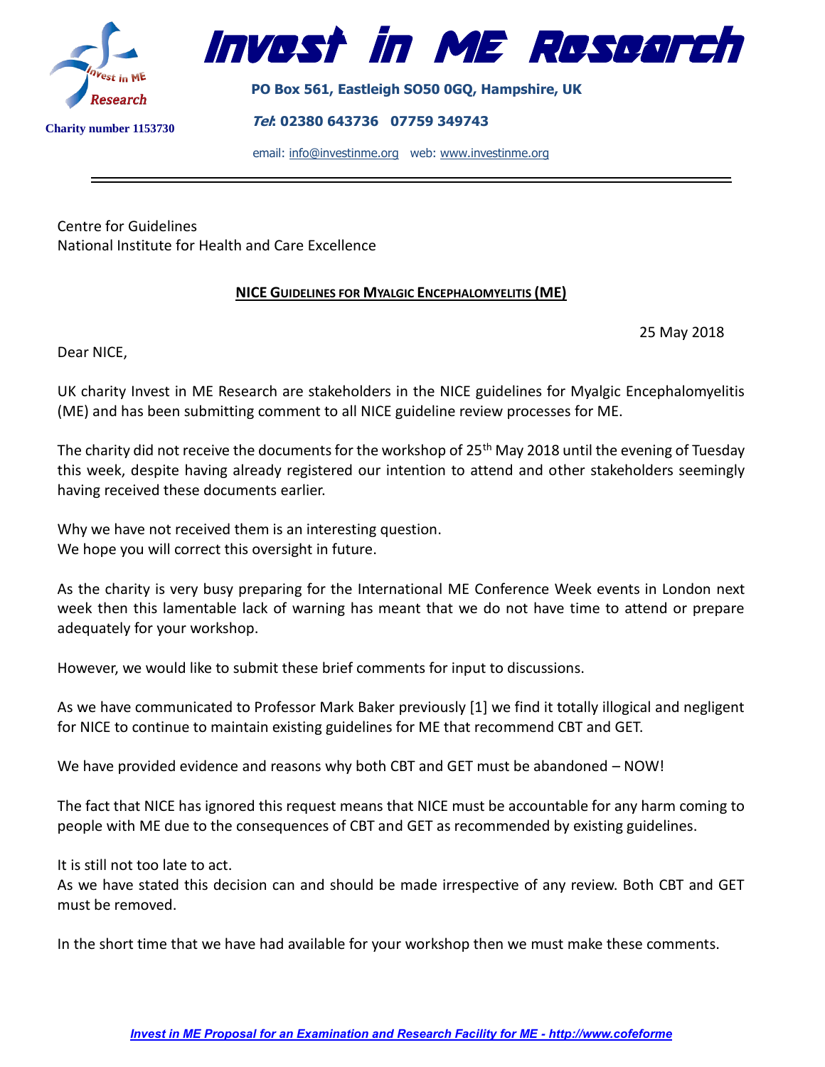# Invest in ME Research

**PO Box 561, Eastleigh SO50 0GQ, Hampshire, UK**

***Tel*: 02380 643736 07759 349743**

email: info@investinme.org web: www.investinme.org

**Charity number 1153730**

Centre for Guidelines
National Institute for Health and Care Excellence

**NICE GUIDELINES FOR MYALGIC ENCEPHALOMYELITIS (ME)**

25 May 2018

Dear NICE,

UK charity Invest in ME Research are stakeholders in the NICE guidelines for Myalgic Encephalomyelitis (ME) and has been submitting comment to all NICE guideline review processes for ME.

The charity did not receive the documents for the workshop of 25th May 2018 until the evening of Tuesday this week, despite having already registered our intention to attend and other stakeholders seemingly having received these documents earlier.

Why we have not received them is an interesting question.
We hope you will correct this oversight in future.

As the charity is very busy preparing for the International ME Conference Week events in London next week then this lamentable lack of warning has meant that we do not have time to attend or prepare adequately for your workshop.

However, we would like to submit these brief comments for input to discussions.

As we have communicated to Professor Mark Baker previously [1] we find it totally illogical and negligent for NICE to continue to maintain existing guidelines for ME that recommend CBT and GET.

We have provided evidence and reasons why both CBT and GET must be abandoned – NOW!

The fact that NICE has ignored this request means that NICE must be accountable for any harm coming to people with ME due to the consequences of CBT and GET as recommended by existing guidelines.

It is still not too late to act.
As we have stated this decision can and should be made irrespective of any review. Both CBT and GET must be removed.

In the short time that we have had available for your workshop then we must make these comments.

*Invest in ME Proposal for an Examination and Research Facility for ME - http://www.cofeforme*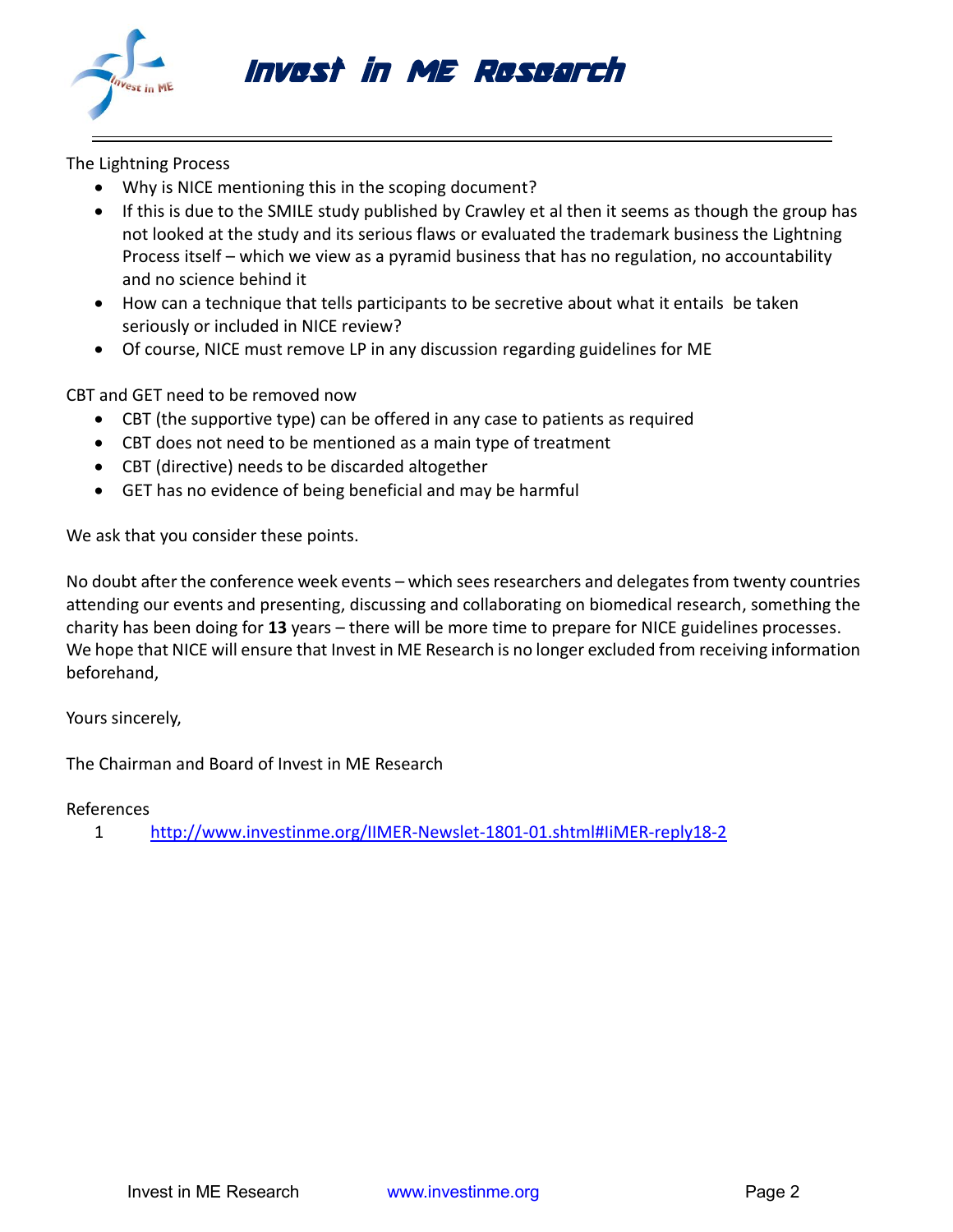The Lightning Process

- Why is NICE mentioning this in the scoping document?
- If this is due to the SMILE study published by Crawley et al then it seems as though the group has not looked at the study and its serious flaws or evaluated the trademark business the Lightning Process itself – which we view as a pyramid business that has no regulation, no accountability and no science behind it
- How can a technique that tells participants to be secretive about what it entails be taken seriously or included in NICE review?
- Of course, NICE must remove LP in any discussion regarding guidelines for ME

CBT and GET need to be removed now

- CBT (the supportive type) can be offered in any case to patients as required
- CBT does not need to be mentioned as a main type of treatment
- CBT (directive) needs to be discarded altogether
- GET has no evidence of being beneficial and may be harmful

We ask that you consider these points.

No doubt after the conference week events – which sees researchers and delegates from twenty countries attending our events and presenting, discussing and collaborating on biomedical research, something the charity has been doing for **13** years – there will be more time to prepare for NICE guidelines processes. We hope that NICE will ensure that Invest in ME Research is no longer excluded from receiving information beforehand,

Yours sincerely,

The Chairman and Board of Invest in ME Research

References

1. http://www.investinme.org/IIMER-Newslet-1801-01.shtml#IiMER-reply18-2